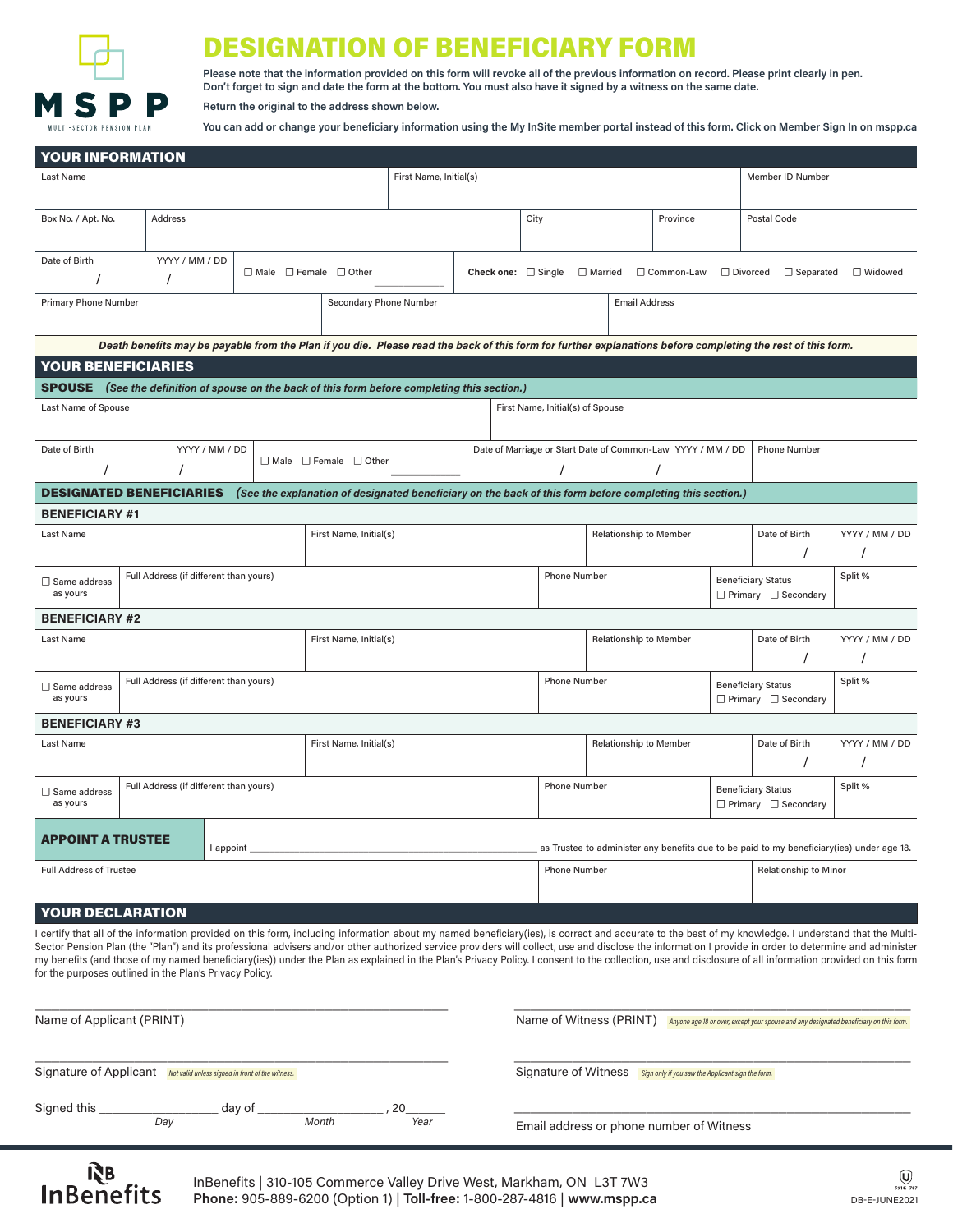MSPP

MULTI-SECTOR PENSION PLAN

# DESIGNATION OF BENEFICIARY FORM

**Please note that the information provided on this form will revoke all of the previous information on record. Please print clearly in pen. Don't forget to sign and date the form at the bottom. You must also have it signed by a witness on the same date.**

**Return the original to the address shown below.**

**You can add or change your beneficiary information using the My InSite member portal instead of this form. Click on Member Sign In on mspp.ca**

## YOUR INFORMATION

| Last Name | First Name, Initial(s) | Member ID Number |
|---|---|---|
| | | |

| Box No. / Apt. No. | Address | City | Province | Postal Code |
|---|---|---|---|---|
| | | | | |

| Date of Birth YYYY / MM / DD | | Check one: |
|---|---|---|
| / / | ☐ Male ☐ Female ☐ Other ________ | ☐ Single ☐ Married ☐ Common-Law ☐ Divorced ☐ Separated ☐ Widowed |

| Primary Phone Number | Secondary Phone Number | Email Address |
|---|---|---|
| | | |

***Death benefits may be payable from the Plan if you die. Please read the back of this form for further explanations before completing the rest of this form.***

## YOUR BENEFICIARIES

### SPOUSE *(See the definition of spouse on the back of this form before completing this section.)*

| Last Name of Spouse | First Name, Initial(s) of Spouse |
|---|---|
| | |

| Date of Birth YYYY / MM / DD | | Date of Marriage or Start Date of Common-Law YYYY / MM / DD | Phone Number |
|---|---|---|---|
| / / | ☐ Male ☐ Female ☐ Other ________ | / / | |

### DESIGNATED BENEFICIARIES *(See the explanation of designated beneficiary on the back of this form before completing this section.)*

**BENEFICIARY #1**

| Last Name | First Name, Initial(s) | Relationship to Member | Date of Birth YYYY / MM / DD |
|---|---|---|---|
| | | | / / |

| ☐ Same address as yours | Full Address (if different than yours) | Phone Number | Beneficiary Status | Split % |
|---|---|---|---|---|
| | | | ☐ Primary ☐ Secondary | |

**BENEFICIARY #2**

| Last Name | First Name, Initial(s) | Relationship to Member | Date of Birth YYYY / MM / DD |
|---|---|---|---|
| | | | / / |

| ☐ Same address as yours | Full Address (if different than yours) | Phone Number | Beneficiary Status | Split % |
|---|---|---|---|---|
| | | | ☐ Primary ☐ Secondary | |

**BENEFICIARY #3**

| Last Name | First Name, Initial(s) | Relationship to Member | Date of Birth YYYY / MM / DD |
|---|---|---|---|
| | | | / / |

| ☐ Same address as yours | Full Address (if different than yours) | Phone Number | Beneficiary Status | Split % |
|---|---|---|---|---|
| | | | ☐ Primary ☐ Secondary | |

### APPOINT A TRUSTEE

I appoint ______________________________ as Trustee to administer any benefits due to be paid to my beneficiary(ies) under age 18.

| Full Address of Trustee | Phone Number | Relationship to Minor |
|---|---|---|
| | | |

## YOUR DECLARATION

I certify that all of the information provided on this form, including information about my named beneficiary(ies), is correct and accurate to the best of my knowledge. I understand that the Multi-Sector Pension Plan (the "Plan") and its professional advisers and/or other authorized service providers will collect, use and disclose the information I provide in order to determine and administer my benefits (and those of my named beneficiary(ies)) under the Plan as explained in the Plan's Privacy Policy. I consent to the collection, use and disclosure of all information provided on this form for the purposes outlined in the Plan's Privacy Policy.

______________________________
Name of Applicant (PRINT)

______________________________
Signature of Applicant *Not valid unless signed in front of the witness.*

Signed this ____________ day of ______________, 20______
Day Month Year

______________________________
Name of Witness (PRINT) *Anyone age 18 or over, except your spouse and any designated beneficiary on this form.*

______________________________
Signature of Witness *Sign only if you saw the Applicant sign the form.*

______________________________
Email address or phone number of Witness

InBenefits | 310-105 Commerce Valley Drive West, Markham, ON L3T 7W3
**Phone:** 905-889-6200 (Option 1) | **Toll-free:** 1-800-287-4816 | **www.mspp.ca**

DB-E-JUNE2021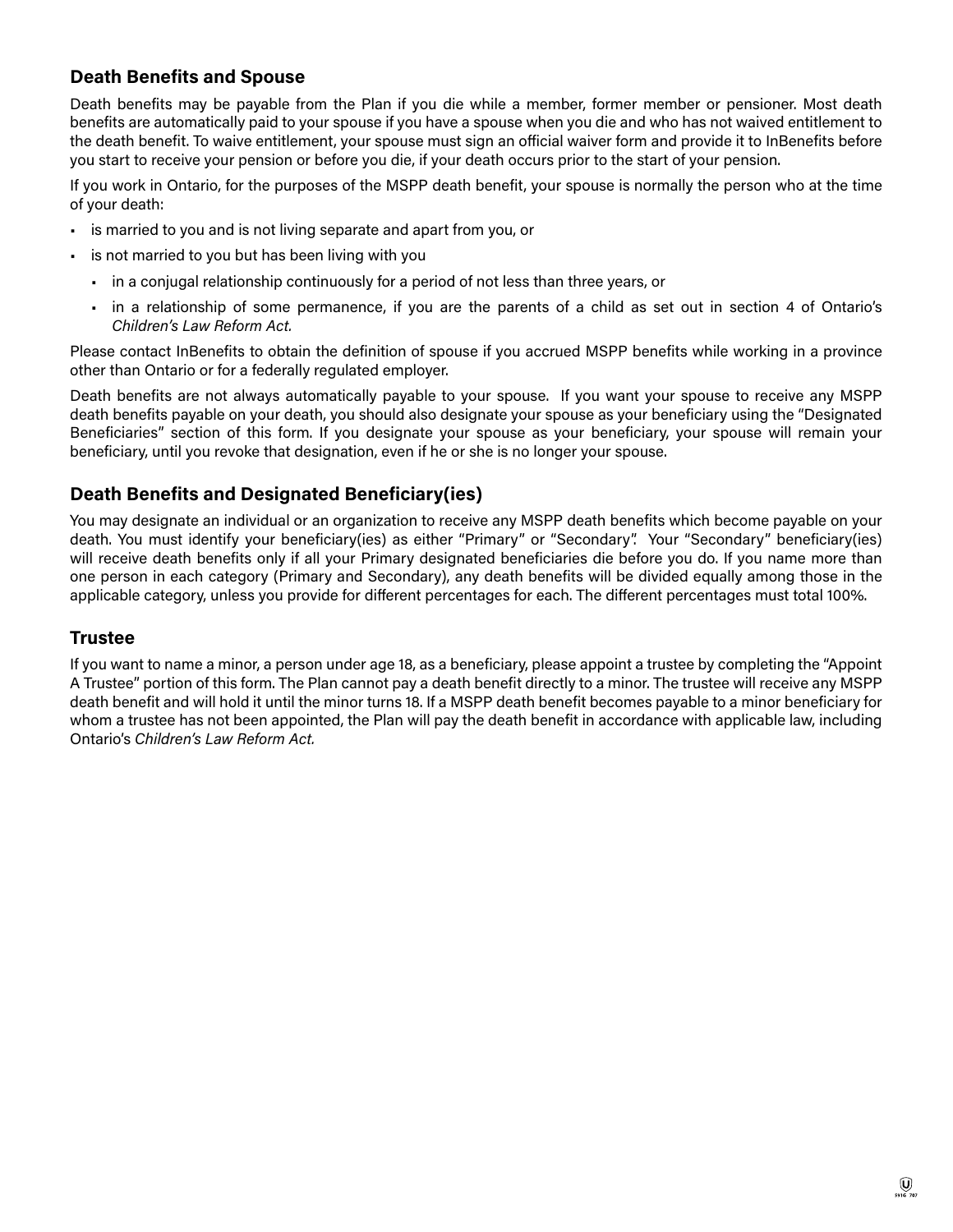## Death Benefits and Spouse

Death benefits may be payable from the Plan if you die while a member, former member or pensioner. Most death benefits are automatically paid to your spouse if you have a spouse when you die and who has not waived entitlement to the death benefit. To waive entitlement, your spouse must sign an official waiver form and provide it to InBenefits before you start to receive your pension or before you die, if your death occurs prior to the start of your pension.

If you work in Ontario, for the purposes of the MSPP death benefit, your spouse is normally the person who at the time of your death:

- is married to you and is not living separate and apart from you, or
- is not married to you but has been living with you
  - in a conjugal relationship continuously for a period of not less than three years, or
  - in a relationship of some permanence, if you are the parents of a child as set out in section 4 of Ontario's *Children's Law Reform Act.*

Please contact InBenefits to obtain the definition of spouse if you accrued MSPP benefits while working in a province other than Ontario or for a federally regulated employer.

Death benefits are not always automatically payable to your spouse. If you want your spouse to receive any MSPP death benefits payable on your death, you should also designate your spouse as your beneficiary using the "Designated Beneficiaries" section of this form. If you designate your spouse as your beneficiary, your spouse will remain your beneficiary, until you revoke that designation, even if he or she is no longer your spouse.

## Death Benefits and Designated Beneficiary(ies)

You may designate an individual or an organization to receive any MSPP death benefits which become payable on your death. You must identify your beneficiary(ies) as either "Primary" or "Secondary". Your "Secondary" beneficiary(ies) will receive death benefits only if all your Primary designated beneficiaries die before you do. If you name more than one person in each category (Primary and Secondary), any death benefits will be divided equally among those in the applicable category, unless you provide for different percentages for each. The different percentages must total 100%.

## Trustee

If you want to name a minor, a person under age 18, as a beneficiary, please appoint a trustee by completing the "Appoint A Trustee" portion of this form. The Plan cannot pay a death benefit directly to a minor. The trustee will receive any MSPP death benefit and will hold it until the minor turns 18. If a MSPP death benefit becomes payable to a minor beneficiary for whom a trustee has not been appointed, the Plan will pay the death benefit in accordance with applicable law, including Ontario's *Children's Law Reform Act.*